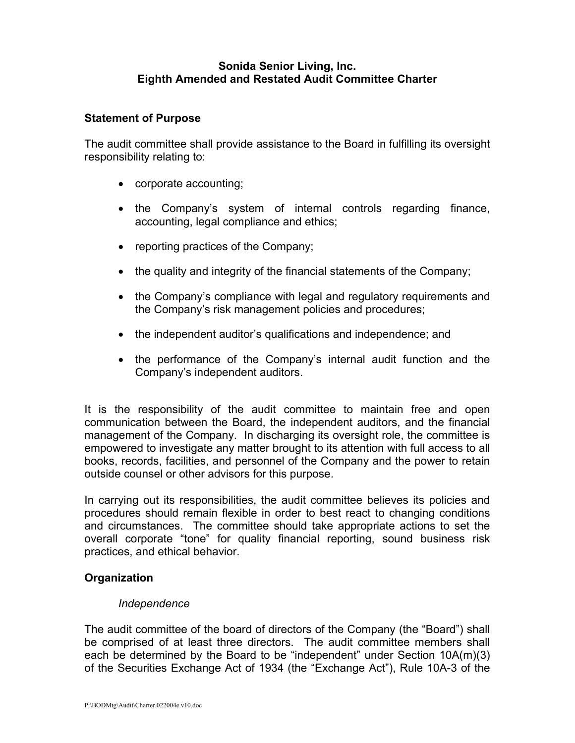# Sonida Senior Living, Inc.
# Eighth Amended and Restated Audit Committee Charter

## Statement of Purpose

The audit committee shall provide assistance to the Board in fulfilling its oversight responsibility relating to:

- corporate accounting;
- the Company's system of internal controls regarding finance, accounting, legal compliance and ethics;
- reporting practices of the Company;
- the quality and integrity of the financial statements of the Company;
- the Company's compliance with legal and regulatory requirements and the Company's risk management policies and procedures;
- the independent auditor's qualifications and independence; and
- the performance of the Company's internal audit function and the Company's independent auditors.

It is the responsibility of the audit committee to maintain free and open communication between the Board, the independent auditors, and the financial management of the Company. In discharging its oversight role, the committee is empowered to investigate any matter brought to its attention with full access to all books, records, facilities, and personnel of the Company and the power to retain outside counsel or other advisors for this purpose.

In carrying out its responsibilities, the audit committee believes its policies and procedures should remain flexible in order to best react to changing conditions and circumstances. The committee should take appropriate actions to set the overall corporate "tone" for quality financial reporting, sound business risk practices, and ethical behavior.

## Organization

### *Independence*

The audit committee of the board of directors of the Company (the "Board") shall be comprised of at least three directors. The audit committee members shall each be determined by the Board to be "independent" under Section 10A(m)(3) of the Securities Exchange Act of 1934 (the "Exchange Act"), Rule 10A-3 of the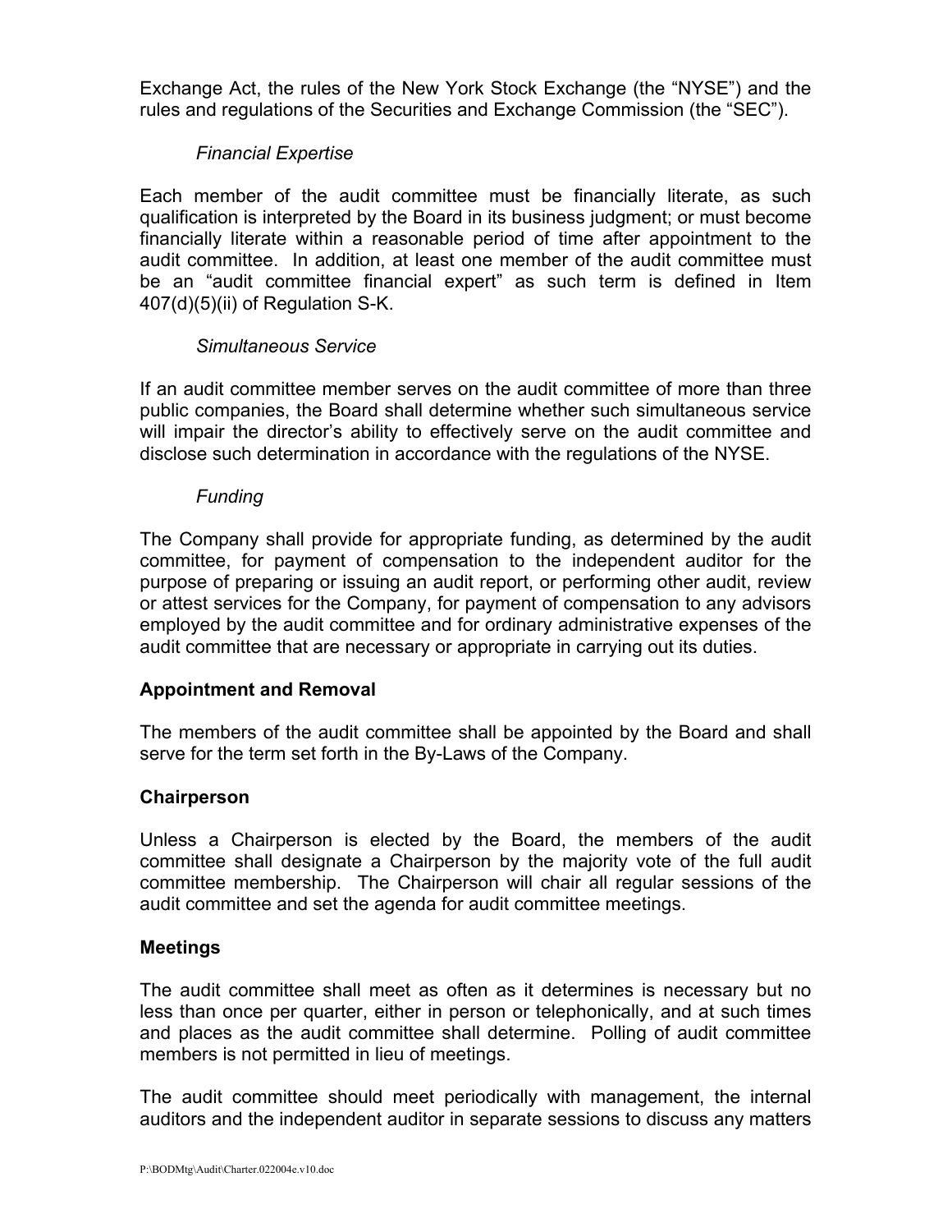Exchange Act, the rules of the New York Stock Exchange (the "NYSE") and the rules and regulations of the Securities and Exchange Commission (the "SEC").

*Financial Expertise*

Each member of the audit committee must be financially literate, as such qualification is interpreted by the Board in its business judgment; or must become financially literate within a reasonable period of time after appointment to the audit committee. In addition, at least one member of the audit committee must be an "audit committee financial expert" as such term is defined in Item 407(d)(5)(ii) of Regulation S-K.

*Simultaneous Service*

If an audit committee member serves on the audit committee of more than three public companies, the Board shall determine whether such simultaneous service will impair the director's ability to effectively serve on the audit committee and disclose such determination in accordance with the regulations of the NYSE.

*Funding*

The Company shall provide for appropriate funding, as determined by the audit committee, for payment of compensation to the independent auditor for the purpose of preparing or issuing an audit report, or performing other audit, review or attest services for the Company, for payment of compensation to any advisors employed by the audit committee and for ordinary administrative expenses of the audit committee that are necessary or appropriate in carrying out its duties.

**Appointment and Removal**

The members of the audit committee shall be appointed by the Board and shall serve for the term set forth in the By-Laws of the Company.

**Chairperson**

Unless a Chairperson is elected by the Board, the members of the audit committee shall designate a Chairperson by the majority vote of the full audit committee membership. The Chairperson will chair all regular sessions of the audit committee and set the agenda for audit committee meetings.

**Meetings**

The audit committee shall meet as often as it determines is necessary but no less than once per quarter, either in person or telephonically, and at such times and places as the audit committee shall determine. Polling of audit committee members is not permitted in lieu of meetings.

The audit committee should meet periodically with management, the internal auditors and the independent auditor in separate sessions to discuss any matters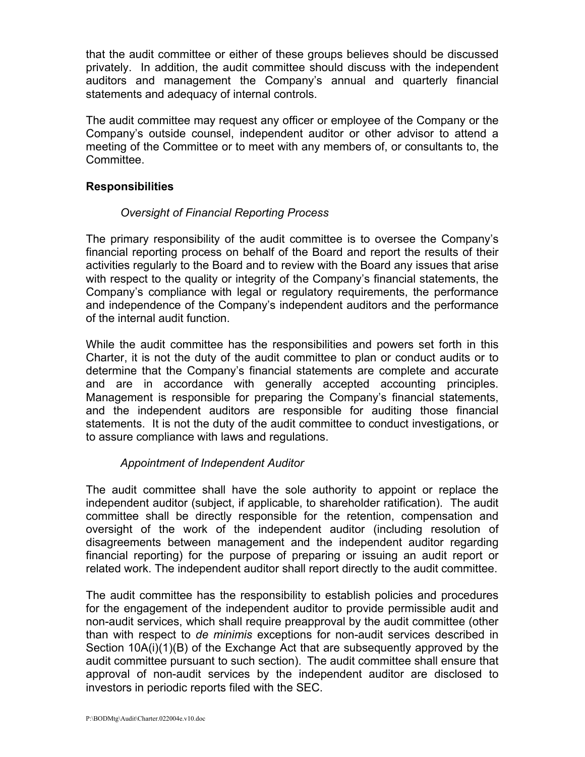that the audit committee or either of these groups believes should be discussed privately. In addition, the audit committee should discuss with the independent auditors and management the Company's annual and quarterly financial statements and adequacy of internal controls.

The audit committee may request any officer or employee of the Company or the Company's outside counsel, independent auditor or other advisor to attend a meeting of the Committee or to meet with any members of, or consultants to, the Committee.

**Responsibilities**

*Oversight of Financial Reporting Process*

The primary responsibility of the audit committee is to oversee the Company's financial reporting process on behalf of the Board and report the results of their activities regularly to the Board and to review with the Board any issues that arise with respect to the quality or integrity of the Company's financial statements, the Company's compliance with legal or regulatory requirements, the performance and independence of the Company's independent auditors and the performance of the internal audit function.

While the audit committee has the responsibilities and powers set forth in this Charter, it is not the duty of the audit committee to plan or conduct audits or to determine that the Company's financial statements are complete and accurate and are in accordance with generally accepted accounting principles. Management is responsible for preparing the Company's financial statements, and the independent auditors are responsible for auditing those financial statements. It is not the duty of the audit committee to conduct investigations, or to assure compliance with laws and regulations.

*Appointment of Independent Auditor*

The audit committee shall have the sole authority to appoint or replace the independent auditor (subject, if applicable, to shareholder ratification). The audit committee shall be directly responsible for the retention, compensation and oversight of the work of the independent auditor (including resolution of disagreements between management and the independent auditor regarding financial reporting) for the purpose of preparing or issuing an audit report or related work. The independent auditor shall report directly to the audit committee.

The audit committee has the responsibility to establish policies and procedures for the engagement of the independent auditor to provide permissible audit and non-audit services, which shall require preapproval by the audit committee (other than with respect to *de minimis* exceptions for non-audit services described in Section 10A(i)(1)(B) of the Exchange Act that are subsequently approved by the audit committee pursuant to such section). The audit committee shall ensure that approval of non-audit services by the independent auditor are disclosed to investors in periodic reports filed with the SEC.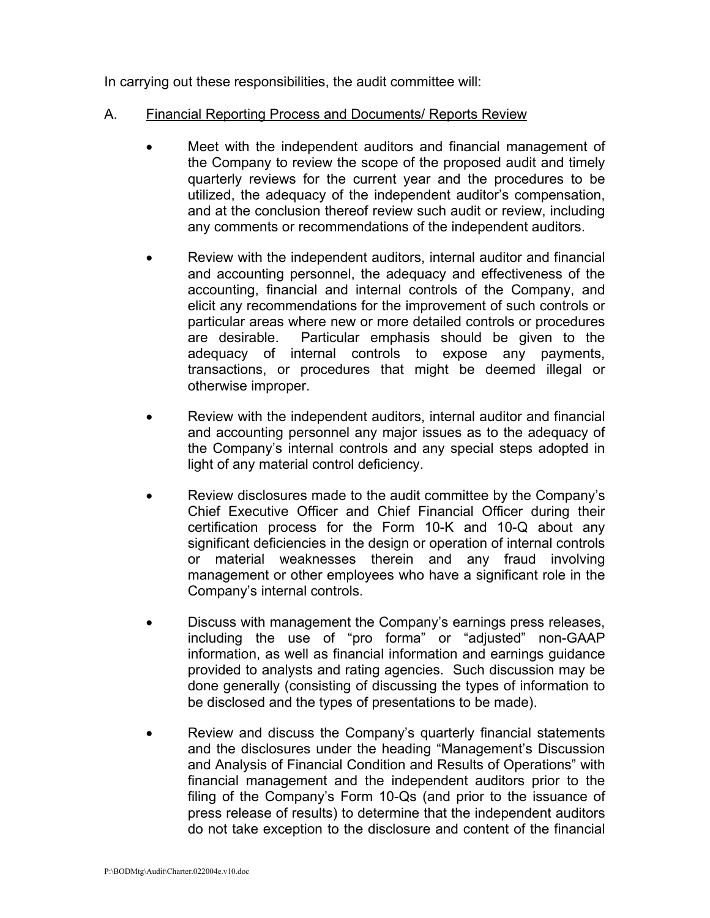In carrying out these responsibilities, the audit committee will:

A. Financial Reporting Process and Documents/ Reports Review

- Meet with the independent auditors and financial management of the Company to review the scope of the proposed audit and timely quarterly reviews for the current year and the procedures to be utilized, the adequacy of the independent auditor's compensation, and at the conclusion thereof review such audit or review, including any comments or recommendations of the independent auditors.

- Review with the independent auditors, internal auditor and financial and accounting personnel, the adequacy and effectiveness of the accounting, financial and internal controls of the Company, and elicit any recommendations for the improvement of such controls or particular areas where new or more detailed controls or procedures are desirable. Particular emphasis should be given to the adequacy of internal controls to expose any payments, transactions, or procedures that might be deemed illegal or otherwise improper.

- Review with the independent auditors, internal auditor and financial and accounting personnel any major issues as to the adequacy of the Company's internal controls and any special steps adopted in light of any material control deficiency.

- Review disclosures made to the audit committee by the Company's Chief Executive Officer and Chief Financial Officer during their certification process for the Form 10-K and 10-Q about any significant deficiencies in the design or operation of internal controls or material weaknesses therein and any fraud involving management or other employees who have a significant role in the Company's internal controls.

- Discuss with management the Company's earnings press releases, including the use of "pro forma" or "adjusted" non-GAAP information, as well as financial information and earnings guidance provided to analysts and rating agencies. Such discussion may be done generally (consisting of discussing the types of information to be disclosed and the types of presentations to be made).

- Review and discuss the Company's quarterly financial statements and the disclosures under the heading "Management's Discussion and Analysis of Financial Condition and Results of Operations" with financial management and the independent auditors prior to the filing of the Company's Form 10-Qs (and prior to the issuance of press release of results) to determine that the independent auditors do not take exception to the disclosure and content of the financial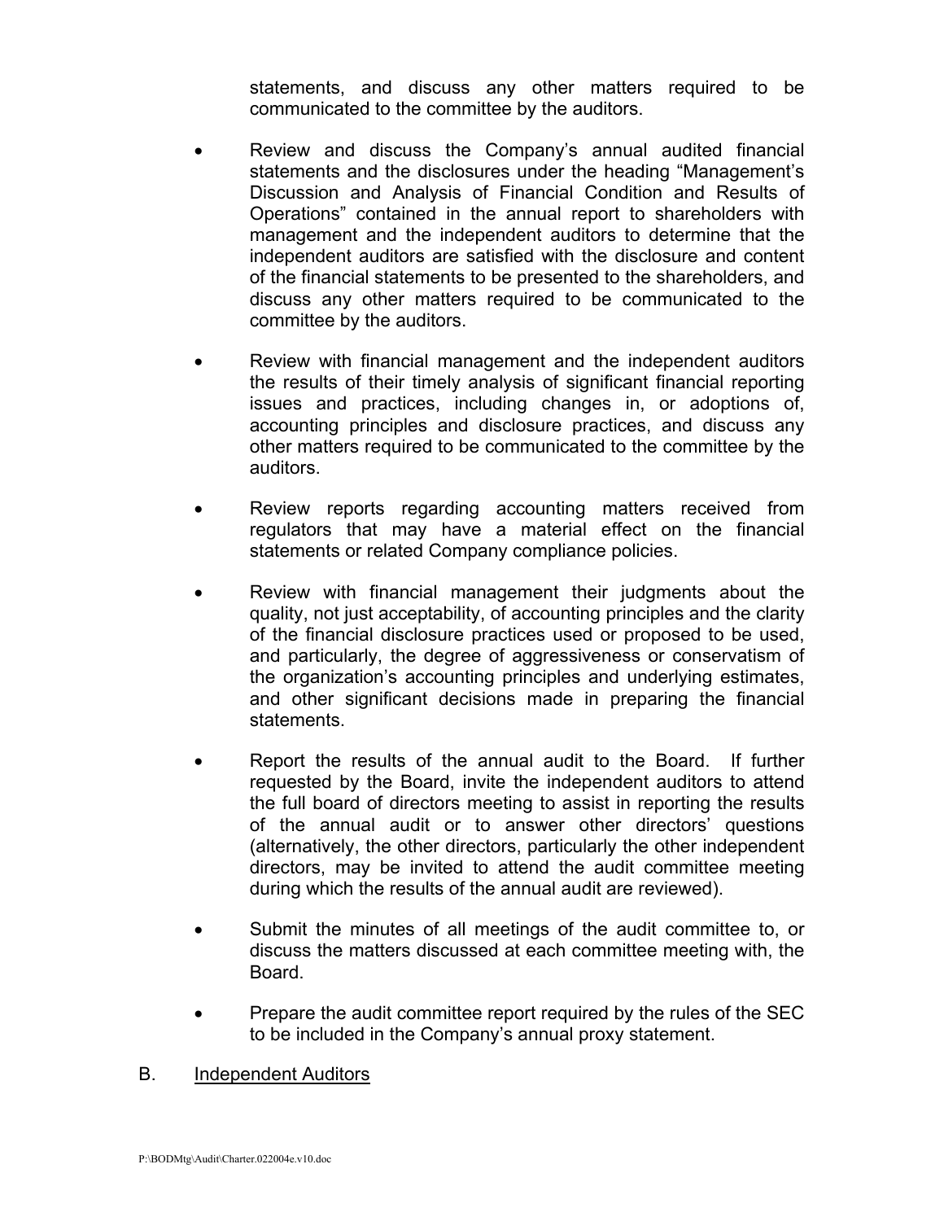statements, and discuss any other matters required to be communicated to the committee by the auditors.

- Review and discuss the Company's annual audited financial statements and the disclosures under the heading "Management's Discussion and Analysis of Financial Condition and Results of Operations" contained in the annual report to shareholders with management and the independent auditors to determine that the independent auditors are satisfied with the disclosure and content of the financial statements to be presented to the shareholders, and discuss any other matters required to be communicated to the committee by the auditors.

- Review with financial management and the independent auditors the results of their timely analysis of significant financial reporting issues and practices, including changes in, or adoptions of, accounting principles and disclosure practices, and discuss any other matters required to be communicated to the committee by the auditors.

- Review reports regarding accounting matters received from regulators that may have a material effect on the financial statements or related Company compliance policies.

- Review with financial management their judgments about the quality, not just acceptability, of accounting principles and the clarity of the financial disclosure practices used or proposed to be used, and particularly, the degree of aggressiveness or conservatism of the organization's accounting principles and underlying estimates, and other significant decisions made in preparing the financial statements.

- Report the results of the annual audit to the Board. If further requested by the Board, invite the independent auditors to attend the full board of directors meeting to assist in reporting the results of the annual audit or to answer other directors' questions (alternatively, the other directors, particularly the other independent directors, may be invited to attend the audit committee meeting during which the results of the annual audit are reviewed).

- Submit the minutes of all meetings of the audit committee to, or discuss the matters discussed at each committee meeting with, the Board.

- Prepare the audit committee report required by the rules of the SEC to be included in the Company's annual proxy statement.

B. <u>Independent Auditors</u>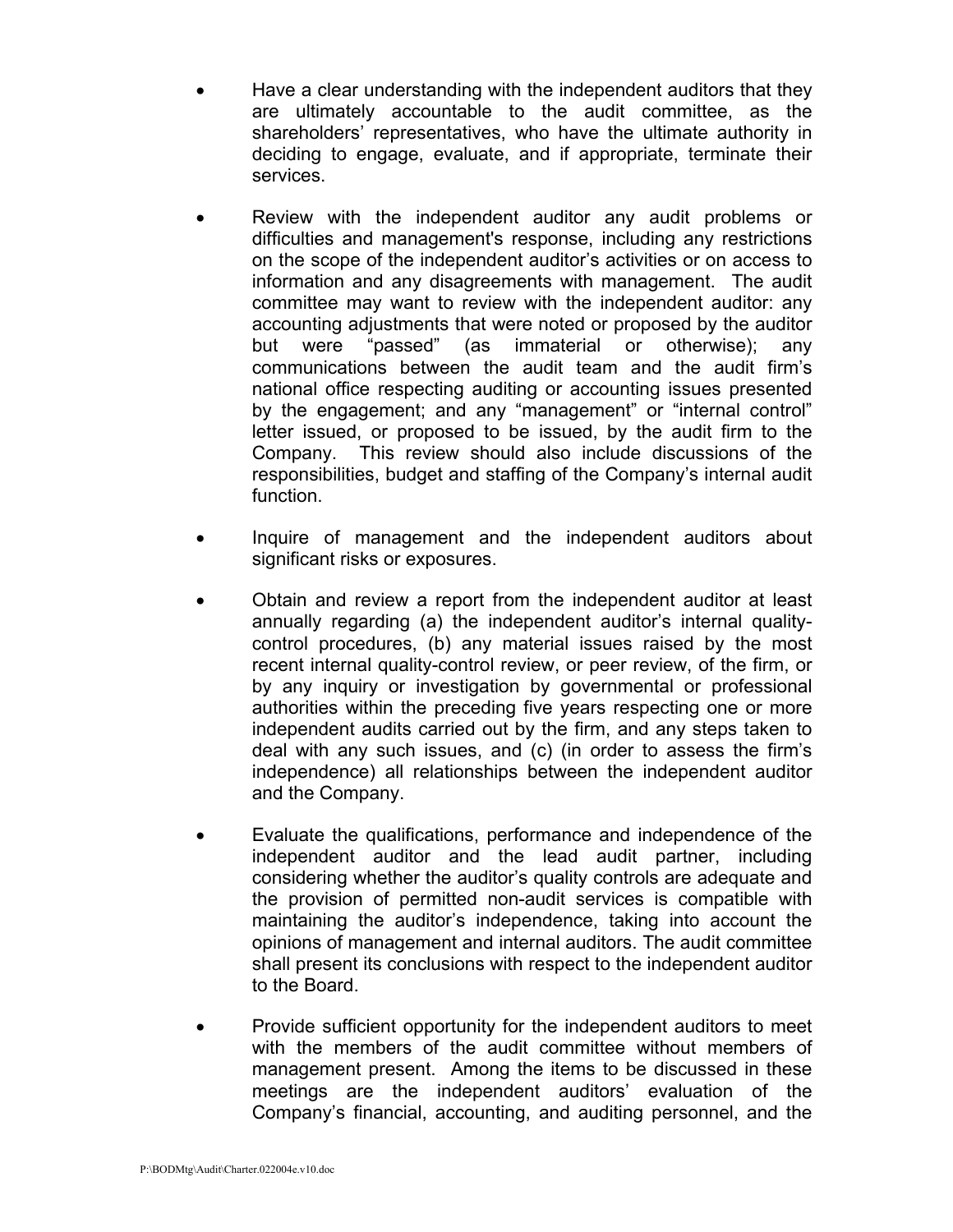- Have a clear understanding with the independent auditors that they are ultimately accountable to the audit committee, as the shareholders' representatives, who have the ultimate authority in deciding to engage, evaluate, and if appropriate, terminate their services.

- Review with the independent auditor any audit problems or difficulties and management's response, including any restrictions on the scope of the independent auditor's activities or on access to information and any disagreements with management. The audit committee may want to review with the independent auditor: any accounting adjustments that were noted or proposed by the auditor but were "passed" (as immaterial or otherwise); any communications between the audit team and the audit firm's national office respecting auditing or accounting issues presented by the engagement; and any "management" or "internal control" letter issued, or proposed to be issued, by the audit firm to the Company. This review should also include discussions of the responsibilities, budget and staffing of the Company's internal audit function.

- Inquire of management and the independent auditors about significant risks or exposures.

- Obtain and review a report from the independent auditor at least annually regarding (a) the independent auditor's internal quality-control procedures, (b) any material issues raised by the most recent internal quality-control review, or peer review, of the firm, or by any inquiry or investigation by governmental or professional authorities within the preceding five years respecting one or more independent audits carried out by the firm, and any steps taken to deal with any such issues, and (c) (in order to assess the firm's independence) all relationships between the independent auditor and the Company.

- Evaluate the qualifications, performance and independence of the independent auditor and the lead audit partner, including considering whether the auditor's quality controls are adequate and the provision of permitted non-audit services is compatible with maintaining the auditor's independence, taking into account the opinions of management and internal auditors. The audit committee shall present its conclusions with respect to the independent auditor to the Board.

- Provide sufficient opportunity for the independent auditors to meet with the members of the audit committee without members of management present. Among the items to be discussed in these meetings are the independent auditors' evaluation of the Company's financial, accounting, and auditing personnel, and the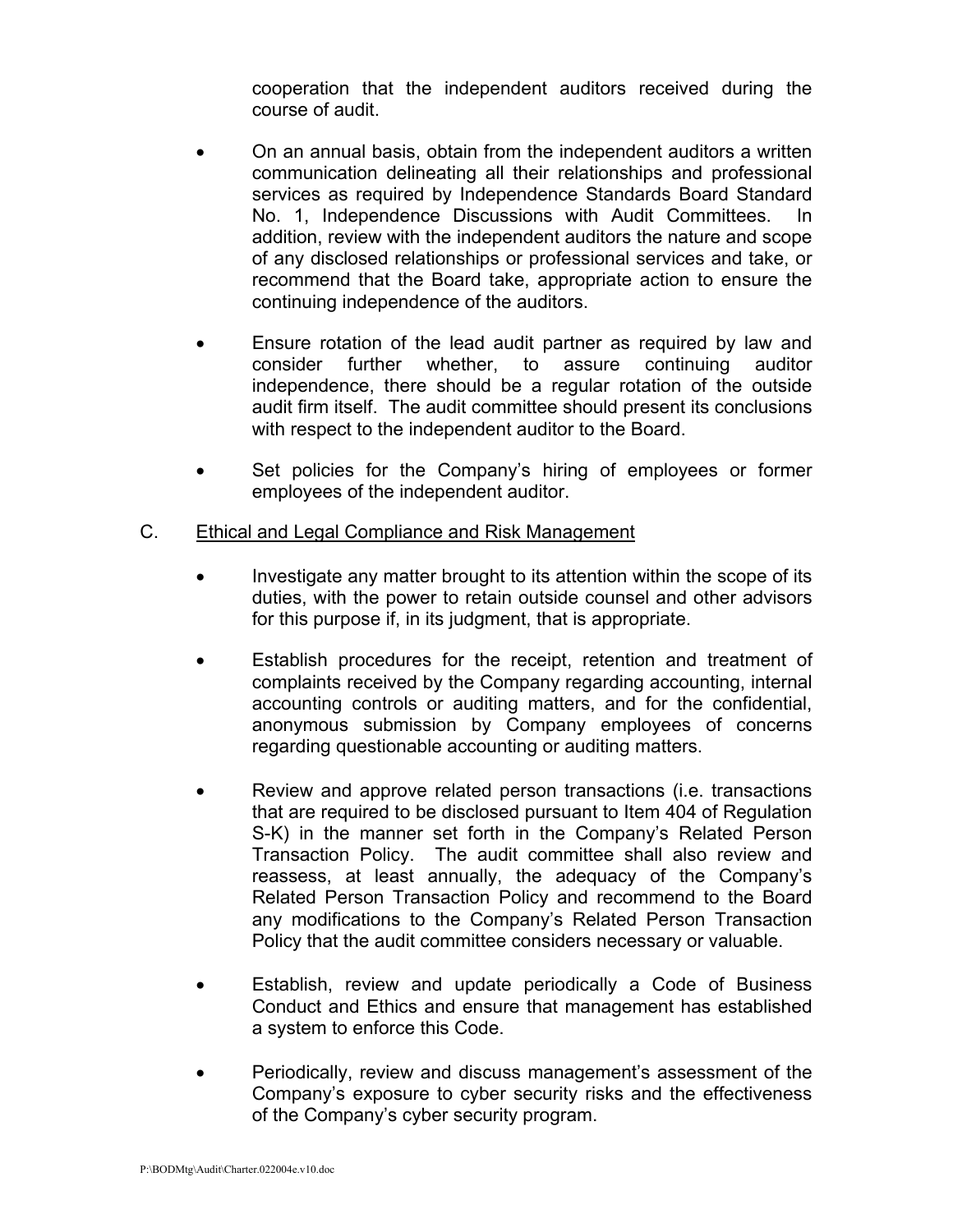cooperation that the independent auditors received during the course of audit.

- On an annual basis, obtain from the independent auditors a written communication delineating all their relationships and professional services as required by Independence Standards Board Standard No. 1, Independence Discussions with Audit Committees. In addition, review with the independent auditors the nature and scope of any disclosed relationships or professional services and take, or recommend that the Board take, appropriate action to ensure the continuing independence of the auditors.

- Ensure rotation of the lead audit partner as required by law and consider further whether, to assure continuing auditor independence, there should be a regular rotation of the outside audit firm itself. The audit committee should present its conclusions with respect to the independent auditor to the Board.

- Set policies for the Company's hiring of employees or former employees of the independent auditor.

C. Ethical and Legal Compliance and Risk Management

- Investigate any matter brought to its attention within the scope of its duties, with the power to retain outside counsel and other advisors for this purpose if, in its judgment, that is appropriate.

- Establish procedures for the receipt, retention and treatment of complaints received by the Company regarding accounting, internal accounting controls or auditing matters, and for the confidential, anonymous submission by Company employees of concerns regarding questionable accounting or auditing matters.

- Review and approve related person transactions (i.e. transactions that are required to be disclosed pursuant to Item 404 of Regulation S-K) in the manner set forth in the Company's Related Person Transaction Policy. The audit committee shall also review and reassess, at least annually, the adequacy of the Company's Related Person Transaction Policy and recommend to the Board any modifications to the Company's Related Person Transaction Policy that the audit committee considers necessary or valuable.

- Establish, review and update periodically a Code of Business Conduct and Ethics and ensure that management has established a system to enforce this Code.

- Periodically, review and discuss management's assessment of the Company's exposure to cyber security risks and the effectiveness of the Company's cyber security program.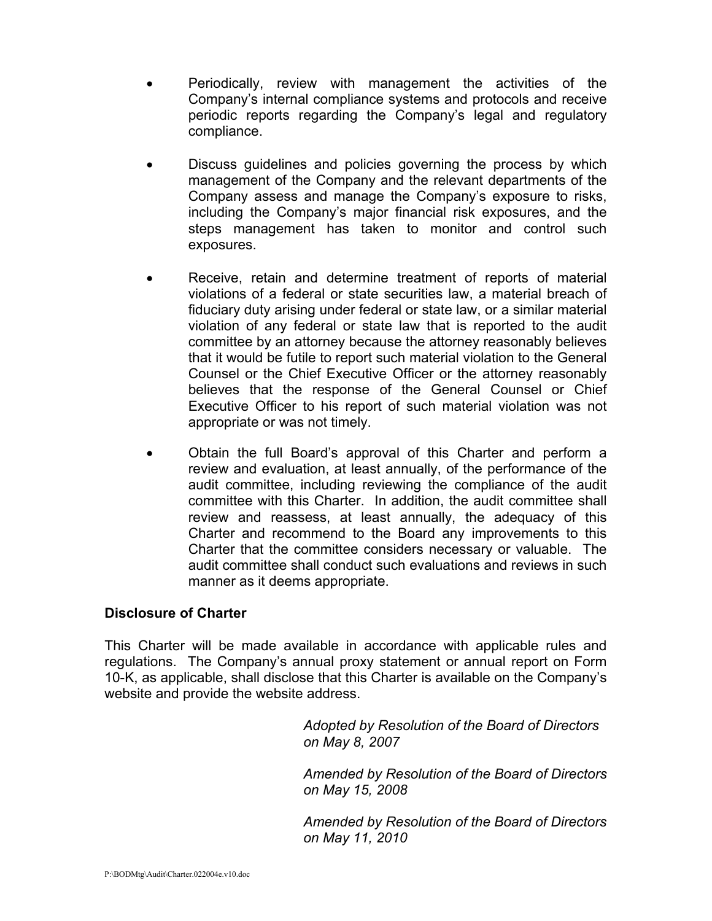- Periodically, review with management the activities of the Company's internal compliance systems and protocols and receive periodic reports regarding the Company's legal and regulatory compliance.

- Discuss guidelines and policies governing the process by which management of the Company and the relevant departments of the Company assess and manage the Company's exposure to risks, including the Company's major financial risk exposures, and the steps management has taken to monitor and control such exposures.

- Receive, retain and determine treatment of reports of material violations of a federal or state securities law, a material breach of fiduciary duty arising under federal or state law, or a similar material violation of any federal or state law that is reported to the audit committee by an attorney because the attorney reasonably believes that it would be futile to report such material violation to the General Counsel or the Chief Executive Officer or the attorney reasonably believes that the response of the General Counsel or Chief Executive Officer to his report of such material violation was not appropriate or was not timely.

- Obtain the full Board's approval of this Charter and perform a review and evaluation, at least annually, of the performance of the audit committee, including reviewing the compliance of the audit committee with this Charter. In addition, the audit committee shall review and reassess, at least annually, the adequacy of this Charter and recommend to the Board any improvements to this Charter that the committee considers necessary or valuable. The audit committee shall conduct such evaluations and reviews in such manner as it deems appropriate.

**Disclosure of Charter**

This Charter will be made available in accordance with applicable rules and regulations. The Company's annual proxy statement or annual report on Form 10-K, as applicable, shall disclose that this Charter is available on the Company's website and provide the website address.

*Adopted by Resolution of the Board of Directors on May 8, 2007*

*Amended by Resolution of the Board of Directors on May 15, 2008*

*Amended by Resolution of the Board of Directors on May 11, 2010*

P:\BODMtg\Audit\Charter.022004e.v10.doc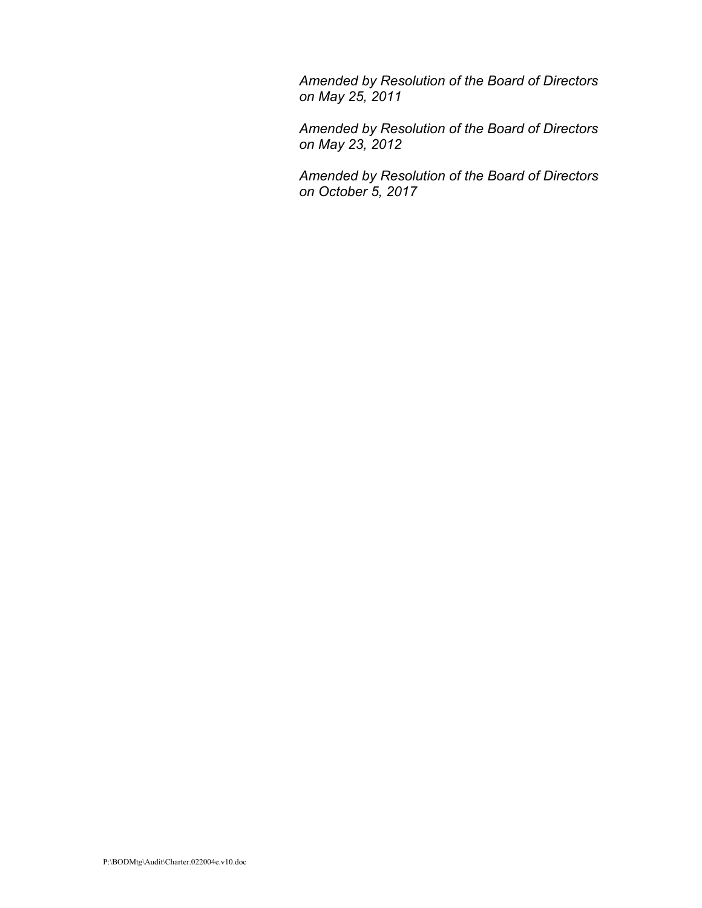*Amended by Resolution of the Board of Directors on May 25, 2011*

*Amended by Resolution of the Board of Directors on May 23, 2012*

*Amended by Resolution of the Board of Directors on October 5, 2017*

P:\BODMtg\Audit\Charter.022004e.v10.doc